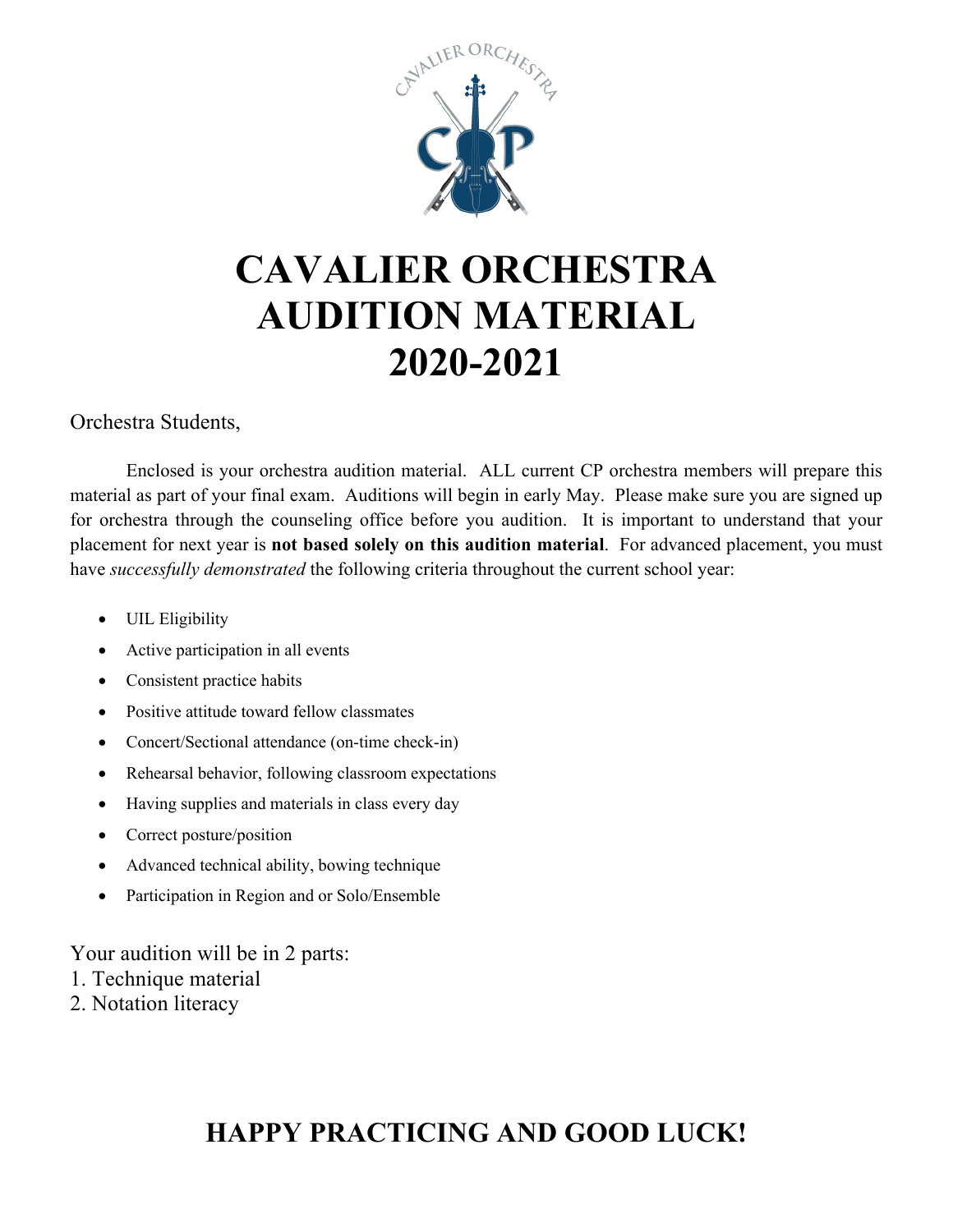# CAVALIER ORCHESTRA AUDITION MATERIAL 2020-2021

Orchestra Students,

Enclosed is your orchestra audition material. ALL current CP orchestra members will prepare this material as part of your final exam. Auditions will begin in early May. Please make sure you are signed up for orchestra through the counseling office before you audition. It is important to understand that your placement for next year is **not based solely on this audition material**. For advanced placement, you must have *successfully demonstrated* the following criteria throughout the current school year:

- UIL Eligibility
- Active participation in all events
- Consistent practice habits
- Positive attitude toward fellow classmates
- Concert/Sectional attendance (on-time check-in)
- Rehearsal behavior, following classroom expectations
- Having supplies and materials in class every day
- Correct posture/position
- Advanced technical ability, bowing technique
- Participation in Region and or Solo/Ensemble

Your audition will be in 2 parts:

1. Technique material
2. Notation literacy

## HAPPY PRACTICING AND GOOD LUCK!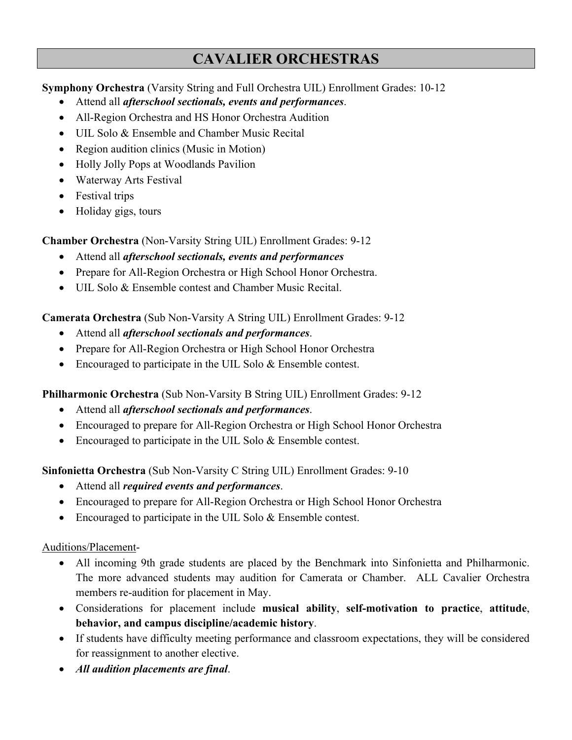# CAVALIER ORCHESTRAS

**Symphony Orchestra** (Varsity String and Full Orchestra UIL) Enrollment Grades: 10-12

- Attend all ***afterschool sectionals, events and performances***.
- All-Region Orchestra and HS Honor Orchestra Audition
- UIL Solo & Ensemble and Chamber Music Recital
- Region audition clinics (Music in Motion)
- Holly Jolly Pops at Woodlands Pavilion
- Waterway Arts Festival
- Festival trips
- Holiday gigs, tours

**Chamber Orchestra** (Non-Varsity String UIL) Enrollment Grades: 9-12

- Attend all ***afterschool sectionals, events and performances***
- Prepare for All-Region Orchestra or High School Honor Orchestra.
- UIL Solo & Ensemble contest and Chamber Music Recital.

**Camerata Orchestra** (Sub Non-Varsity A String UIL) Enrollment Grades: 9-12

- Attend all ***afterschool sectionals and performances***.
- Prepare for All-Region Orchestra or High School Honor Orchestra
- Encouraged to participate in the UIL Solo & Ensemble contest.

**Philharmonic Orchestra** (Sub Non-Varsity B String UIL) Enrollment Grades: 9-12

- Attend all ***afterschool sectionals and performances***.
- Encouraged to prepare for All-Region Orchestra or High School Honor Orchestra
- Encouraged to participate in the UIL Solo & Ensemble contest.

**Sinfonietta Orchestra** (Sub Non-Varsity C String UIL) Enrollment Grades: 9-10

- Attend all ***required events and performances***.
- Encouraged to prepare for All-Region Orchestra or High School Honor Orchestra
- Encouraged to participate in the UIL Solo & Ensemble contest.

<u>Auditions/Placement</u>-

- All incoming 9th grade students are placed by the Benchmark into Sinfonietta and Philharmonic. The more advanced students may audition for Camerata or Chamber. ALL Cavalier Orchestra members re-audition for placement in May.
- Considerations for placement include **musical ability**, **self-motivation to practice**, **attitude**, **behavior, and campus discipline/academic history**.
- If students have difficulty meeting performance and classroom expectations, they will be considered for reassignment to another elective.
- ***All audition placements are final***.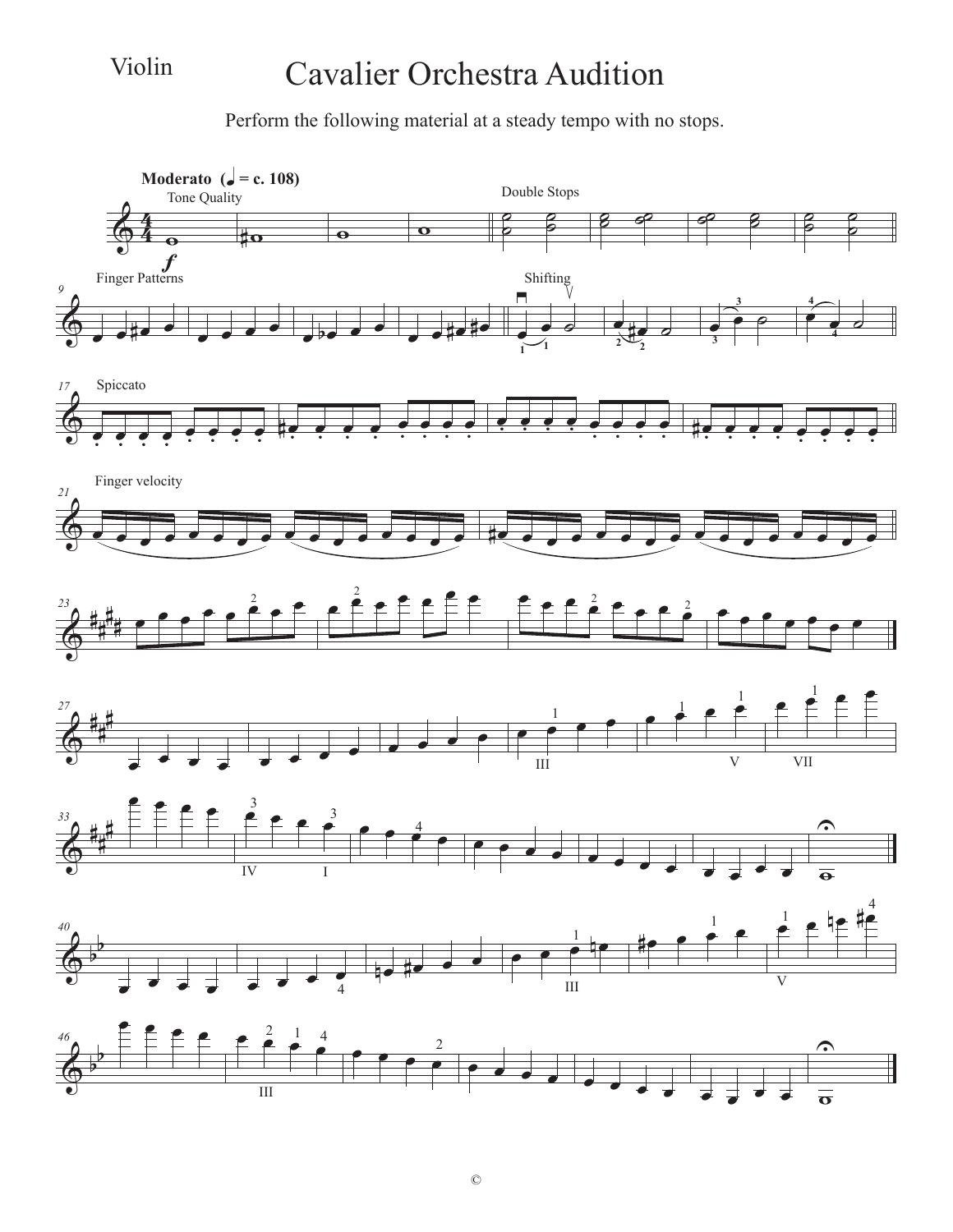Violin

# Cavalier Orchestra Audition

Perform the following material at a steady tempo with no stops.

**Moderato** (♩ = c. 108)

Tone Quality

Double Stops

Finger Patterns

Shifting

Spiccato

Finger velocity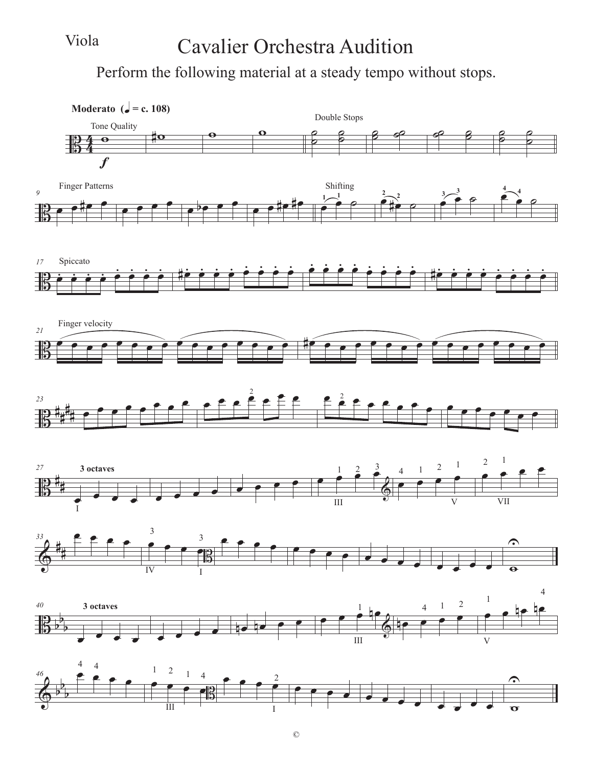Viola

# Cavalier Orchestra Audition

Perform the following material at a steady tempo without stops.

**Moderato** (♩ = c. 108)

Tone Quality

Double Stops

Finger Patterns

Shifting

Spiccato

Finger velocity

**3 octaves**

**3 octaves**

©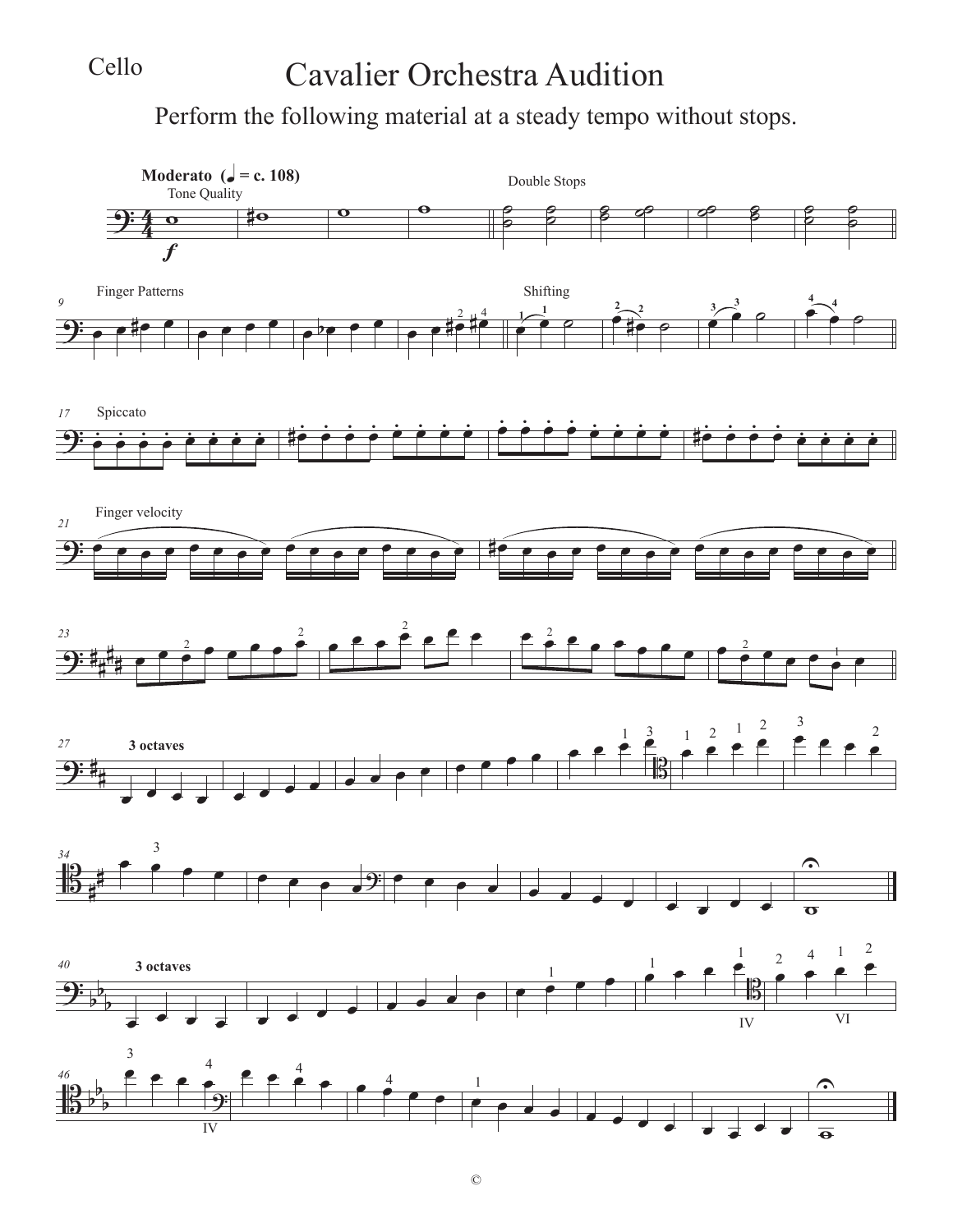Cello

# Cavalier Orchestra Audition

Perform the following material at a steady tempo without stops.

**Moderato** (♩ = c. 108)

Tone Quality

Double Stops

Finger Patterns

Shifting

Spiccato

Finger velocity

**3 octaves**

**3 octaves**

©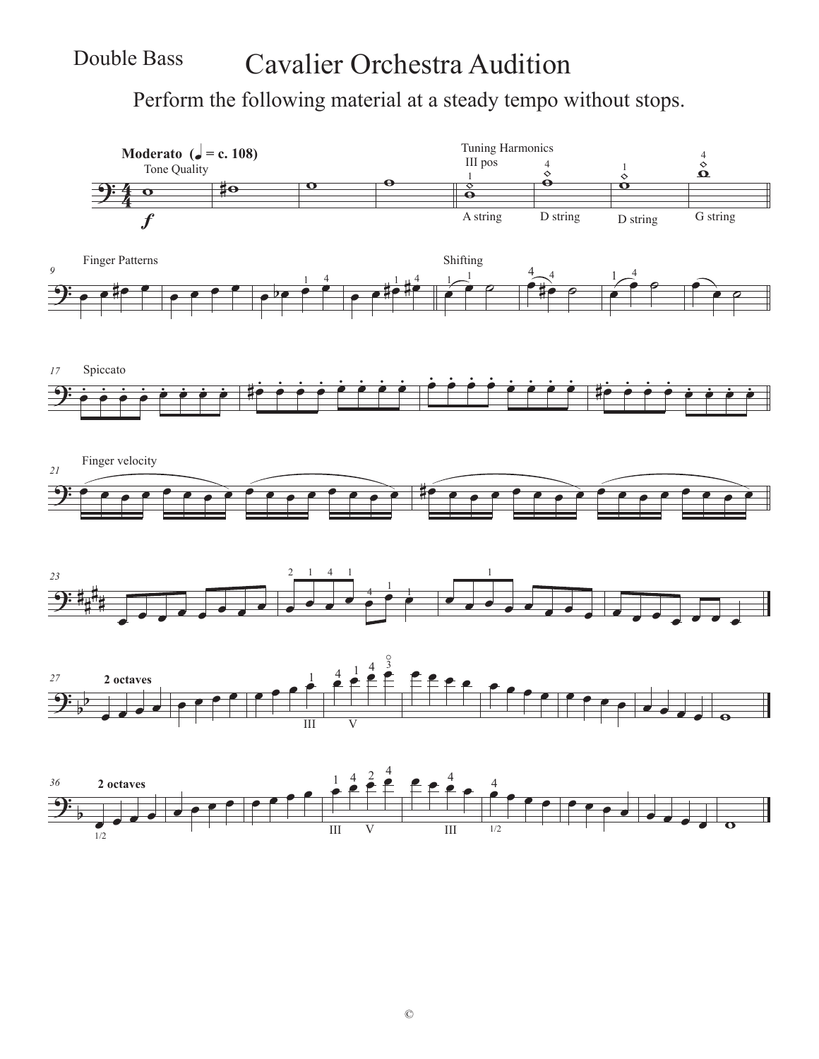Double Bass

# Cavalier Orchestra Audition

Perform the following material at a steady tempo without stops.